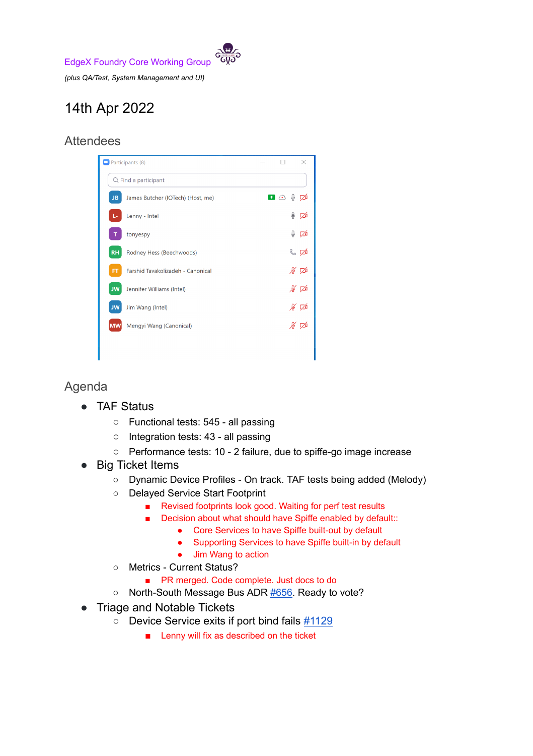EdgeX Foundry Core Working Group

*(plus QA/Test, System Management and UI)*

# 14th Apr 2022

## Attendees

Participants (8)

- James Butcher (IOTech) (Host, me)
- Lenny - Intel
- tonyespy
- Rodney Hess (Beechwoods)
- Farshid Tavakolizadeh - Canonical
- Jennifer Williams (Intel)
- Jim Wang (Intel)
- Mengyi Wang (Canonical)

## Agenda

- TAF Status
  - Functional tests: 545 - all passing
  - Integration tests: 43 - all passing
  - Performance tests: 10 - 2 failure, due to spiffe-go image increase
- Big Ticket Items
  - Dynamic Device Profiles - On track. TAF tests being added (Melody)
  - Delayed Service Start Footprint
    - Revised footprints look good. Waiting for perf test results
    - Decision about what should have Spiffe enabled by default::
      - Core Services to have Spiffe built-out by default
      - Supporting Services to have Spiffe built-in by default
      - Jim Wang to action
  - Metrics - Current Status?
    - PR merged. Code complete. Just docs to do
  - North-South Message Bus ADR #656. Ready to vote?
- Triage and Notable Tickets
  - Device Service exits if port bind fails #1129
    - Lenny will fix as described on the ticket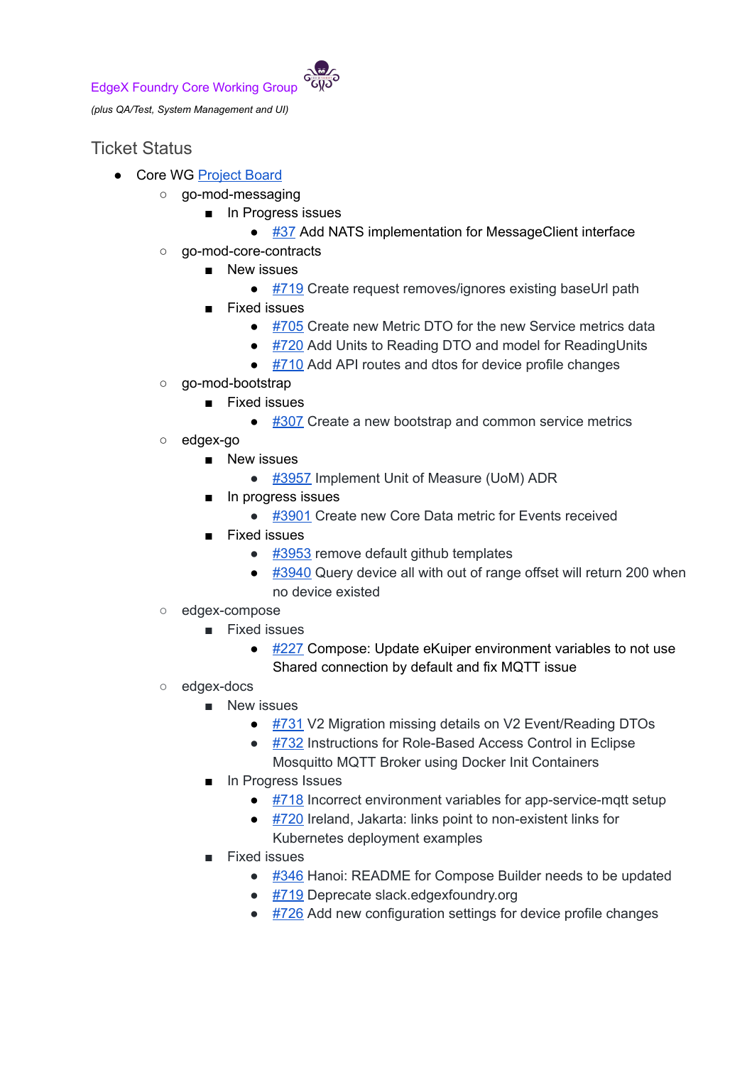EdgeX Foundry Core Working Group

*(plus QA/Test, System Management and UI)*

## Ticket Status

- Core WG Project Board
  - go-mod-messaging
    - In Progress issues
      - #37 Add NATS implementation for MessageClient interface
  - go-mod-core-contracts
    - New issues
      - #719 Create request removes/ignores existing baseUrl path
    - Fixed issues
      - #705 Create new Metric DTO for the new Service metrics data
      - #720 Add Units to Reading DTO and model for ReadingUnits
      - #710 Add API routes and dtos for device profile changes
  - go-mod-bootstrap
    - Fixed issues
      - #307 Create a new bootstrap and common service metrics
  - edgex-go
    - New issues
      - #3957 Implement Unit of Measure (UoM) ADR
    - In progress issues
      - #3901 Create new Core Data metric for Events received
    - Fixed issues
      - #3953 remove default github templates
      - #3940 Query device all with out of range offset will return 200 when no device existed
  - edgex-compose
    - Fixed issues
      - #227 Compose: Update eKuiper environment variables to not use Shared connection by default and fix MQTT issue
  - edgex-docs
    - New issues
      - #731 V2 Migration missing details on V2 Event/Reading DTOs
      - #732 Instructions for Role-Based Access Control in Eclipse Mosquitto MQTT Broker using Docker Init Containers
    - In Progress Issues
      - #718 Incorrect environment variables for app-service-mqtt setup
      - #720 Ireland, Jakarta: links point to non-existent links for Kubernetes deployment examples
    - Fixed issues
      - #346 Hanoi: README for Compose Builder needs to be updated
      - #719 Deprecate slack.edgexfoundry.org
      - #726 Add new configuration settings for device profile changes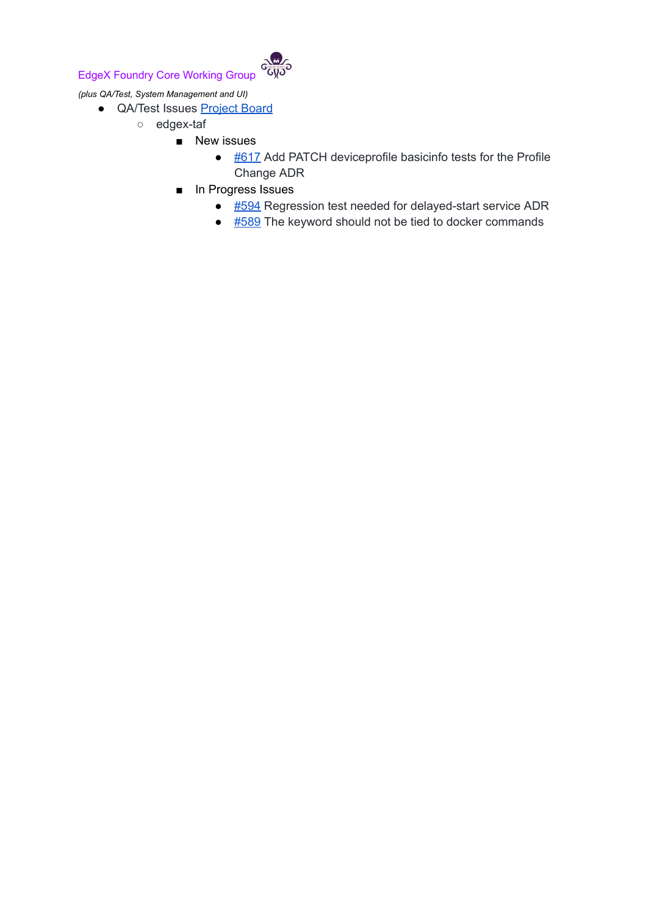EdgeX Foundry Core Working Group

*(plus QA/Test, System Management and UI)*

- QA/Test Issues Project Board
  - edgex-taf
    - New issues
      - #617 Add PATCH deviceprofile basicinfo tests for the Profile Change ADR
    - In Progress Issues
      - #594 Regression test needed for delayed-start service ADR
      - #589 The keyword should not be tied to docker commands